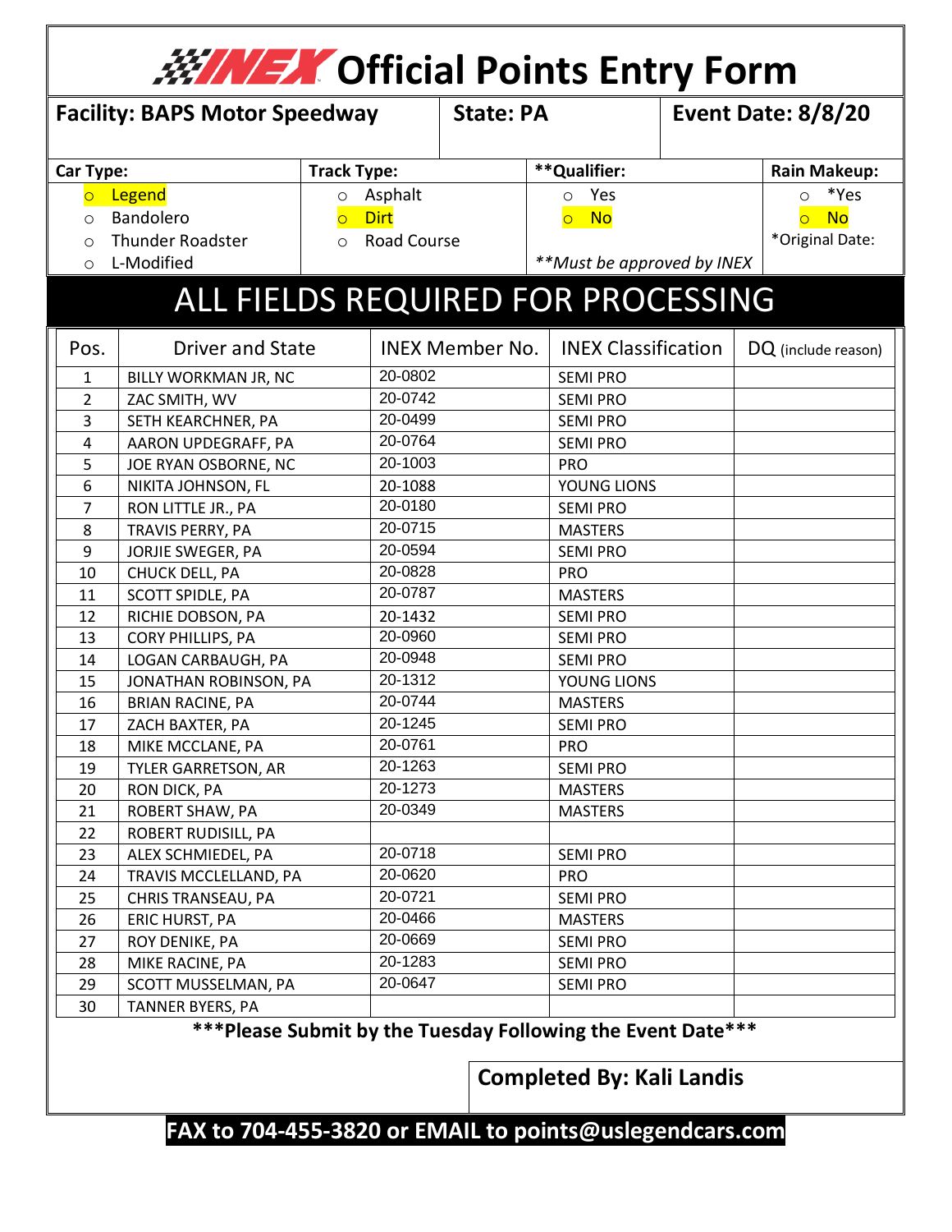# INEX Official Points Entry Form

| Facility: BAPS Motor Speedway | State: PA | Event Date: 8/8/20 |
|---|---|---|

| Car Type: | Track Type: | **Qualifier: | Rain Makeup: |
|---|---|---|---|
| ○ Legend (selected) | ○ Asphalt | ○ Yes | ○ *Yes |
| ○ Bandolero | ○ Dirt (selected) | ○ No (selected) | ○ No (selected) |
| ○ Thunder Roadster | ○ Road Course | | *Original Date: |
| ○ L-Modified | | *\*Must be approved by INEX* | |

## ALL FIELDS REQUIRED FOR PROCESSING

| Pos. | Driver and State | INEX Member No. | INEX Classification | DQ (include reason) |
|---|---|---|---|---|
| 1 | BILLY WORKMAN JR, NC | 20-0802 | SEMI PRO | |
| 2 | ZAC SMITH, WV | 20-0742 | SEMI PRO | |
| 3 | SETH KEARCHNER, PA | 20-0499 | SEMI PRO | |
| 4 | AARON UPDEGRAFF, PA | 20-0764 | SEMI PRO | |
| 5 | JOE RYAN OSBORNE, NC | 20-1003 | PRO | |
| 6 | NIKITA JOHNSON, FL | 20-1088 | YOUNG LIONS | |
| 7 | RON LITTLE JR., PA | 20-0180 | SEMI PRO | |
| 8 | TRAVIS PERRY, PA | 20-0715 | MASTERS | |
| 9 | JORJIE SWEGER, PA | 20-0594 | SEMI PRO | |
| 10 | CHUCK DELL, PA | 20-0828 | PRO | |
| 11 | SCOTT SPIDLE, PA | 20-0787 | MASTERS | |
| 12 | RICHIE DOBSON, PA | 20-1432 | SEMI PRO | |
| 13 | CORY PHILLIPS, PA | 20-0960 | SEMI PRO | |
| 14 | LOGAN CARBAUGH, PA | 20-0948 | SEMI PRO | |
| 15 | JONATHAN ROBINSON, PA | 20-1312 | YOUNG LIONS | |
| 16 | BRIAN RACINE, PA | 20-0744 | MASTERS | |
| 17 | ZACH BAXTER, PA | 20-1245 | SEMI PRO | |
| 18 | MIKE MCCLANE, PA | 20-0761 | PRO | |
| 19 | TYLER GARRETSON, AR | 20-1263 | SEMI PRO | |
| 20 | RON DICK, PA | 20-1273 | MASTERS | |
| 21 | ROBERT SHAW, PA | 20-0349 | MASTERS | |
| 22 | ROBERT RUDISILL, PA | | | |
| 23 | ALEX SCHMIEDEL, PA | 20-0718 | SEMI PRO | |
| 24 | TRAVIS MCCLELLAND, PA | 20-0620 | PRO | |
| 25 | CHRIS TRANSEAU, PA | 20-0721 | SEMI PRO | |
| 26 | ERIC HURST, PA | 20-0466 | MASTERS | |
| 27 | ROY DENIKE, PA | 20-0669 | SEMI PRO | |
| 28 | MIKE RACINE, PA | 20-1283 | SEMI PRO | |
| 29 | SCOTT MUSSELMAN, PA | 20-0647 | SEMI PRO | |
| 30 | TANNER BYERS, PA | | | |

**\*\*\*Please Submit by the Tuesday Following the Event Date\*\*\***

**Completed By: Kali Landis**

**FAX to 704-455-3820 or EMAIL to points@uslegendcars.com**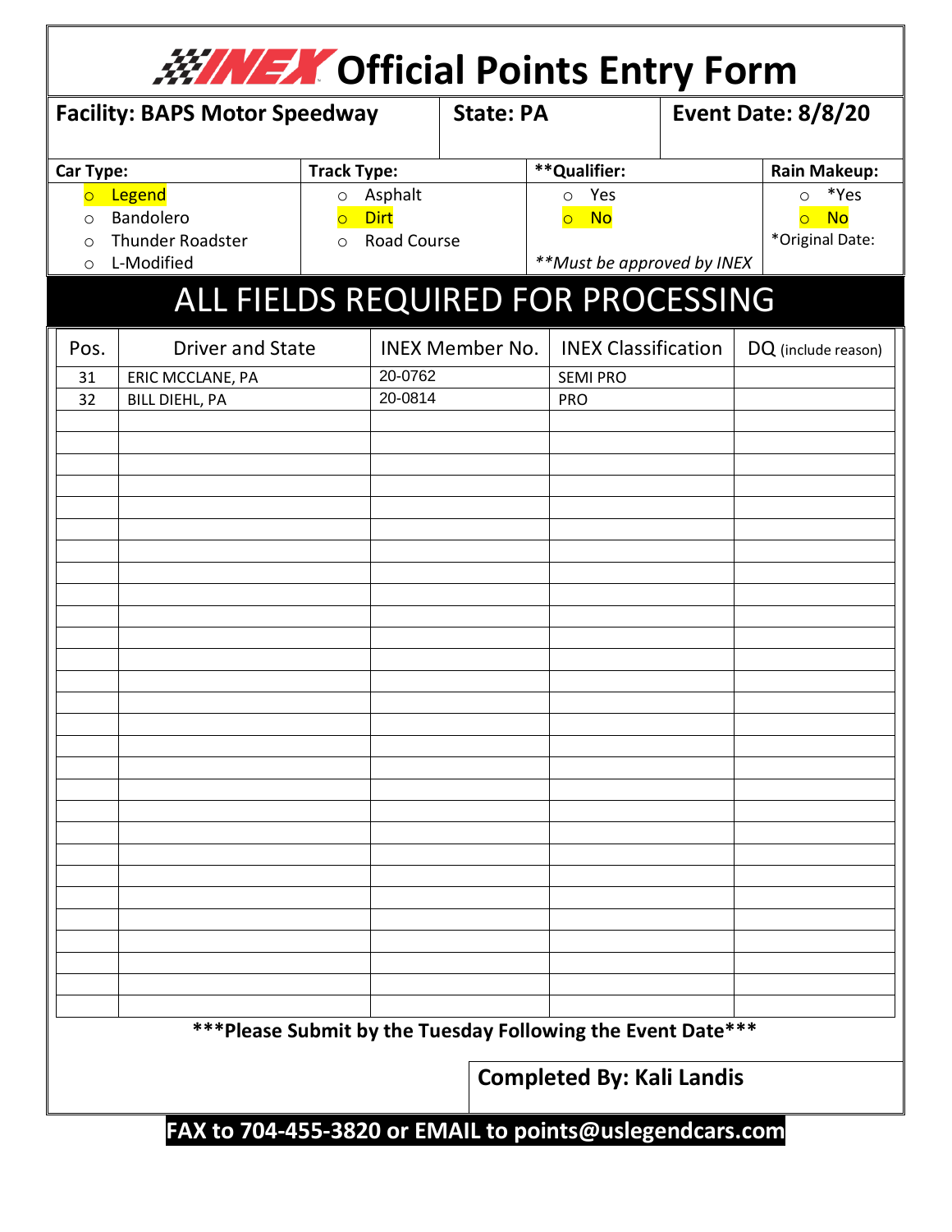# INEX Official Points Entry Form

| Facility: BAPS Motor Speedway | State: PA | Event Date: 8/8/20 |
|---|---|---|

| Car Type: | Track Type: | **Qualifier: | Rain Makeup: |
|---|---|---|---|
| ○ Legend | ○ Asphalt | ○ Yes | ○ *Yes |
| ○ Bandolero | ○ Dirt | ○ No | ○ No |
| ○ Thunder Roadster | ○ Road Course | | *Original Date: |
| ○ L-Modified | | **Must be approved by INEX* | |

## ALL FIELDS REQUIRED FOR PROCESSING

| Pos. | Driver and State | INEX Member No. | INEX Classification | DQ (include reason) |
|---|---|---|---|---|
| 31 | ERIC MCCLANE, PA | 20-0762 | SEMI PRO | |
| 32 | BILL DIEHL, PA | 20-0814 | PRO | |
| | | | | |
| | | | | |
| | | | | |
| | | | | |
| | | | | |
| | | | | |
| | | | | |
| | | | | |
| | | | | |
| | | | | |
| | | | | |
| | | | | |
| | | | | |
| | | | | |
| | | | | |
| | | | | |
| | | | | |
| | | | | |
| | | | | |
| | | | | |
| | | | | |
| | | | | |
| | | | | |
| | | | | |
| | | | | |
| | | | | |
| | | | | |
| | | | | |

**\*\*\*Please Submit by the Tuesday Following the Event Date\*\*\***

**Completed By: Kali Landis**

**FAX to 704-455-3820 or EMAIL to points@uslegendcars.com**